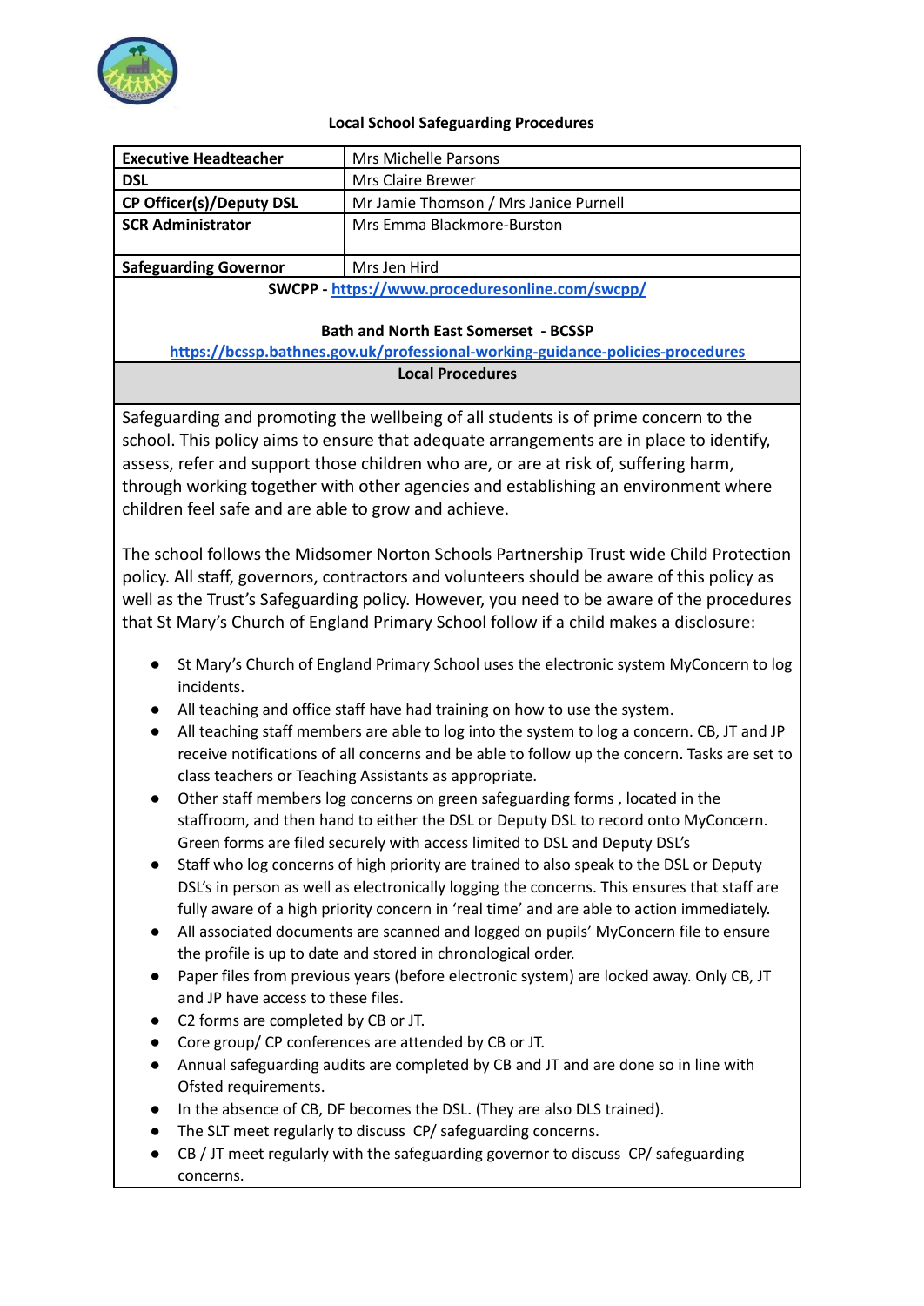**Local School Safeguarding Procedures**

| **Executive Headteacher** | Mrs Michelle Parsons |
|---|---|
| **DSL** | Mrs Claire Brewer |
| **CP Officer(s)/Deputy DSL** | Mr Jamie Thomson / Mrs Janice Purnell |
| **SCR Administrator** | Mrs Emma Blackmore-Burston |
| **Safeguarding Governor** | Mrs Jen Hird |

**SWCPP - [https://www.proceduresonline.com/swcpp/](https://www.proceduresonline.com/swcpp/)**

**Bath and North East Somerset - BCSSP**
**[https://bcssp.bathnes.gov.uk/professional-working-guidance-policies-procedures](https://bcssp.bathnes.gov.uk/professional-working-guidance-policies-procedures)**

**Local Procedures**

Safeguarding and promoting the wellbeing of all students is of prime concern to the school. This policy aims to ensure that adequate arrangements are in place to identify, assess, refer and support those children who are, or are at risk of, suffering harm, through working together with other agencies and establishing an environment where children feel safe and are able to grow and achieve.

The school follows the Midsomer Norton Schools Partnership Trust wide Child Protection policy. All staff, governors, contractors and volunteers should be aware of this policy as well as the Trust's Safeguarding policy. However, you need to be aware of the procedures that St Mary's Church of England Primary School follow if a child makes a disclosure:

- St Mary's Church of England Primary School uses the electronic system MyConcern to log incidents.
- All teaching and office staff have had training on how to use the system.
- All teaching staff members are able to log into the system to log a concern. CB, JT and JP receive notifications of all concerns and be able to follow up the concern. Tasks are set to class teachers or Teaching Assistants as appropriate.
- Other staff members log concerns on green safeguarding forms , located in the staffroom, and then hand to either the DSL or Deputy DSL to record onto MyConcern. Green forms are filed securely with access limited to DSL and Deputy DSL's
- Staff who log concerns of high priority are trained to also speak to the DSL or Deputy DSL's in person as well as electronically logging the concerns. This ensures that staff are fully aware of a high priority concern in 'real time' and are able to action immediately.
- All associated documents are scanned and logged on pupils' MyConcern file to ensure the profile is up to date and stored in chronological order.
- Paper files from previous years (before electronic system) are locked away. Only CB, JT and JP have access to these files.
- C2 forms are completed by CB or JT.
- Core group/ CP conferences are attended by CB or JT.
- Annual safeguarding audits are completed by CB and JT and are done so in line with Ofsted requirements.
- In the absence of CB, DF becomes the DSL. (They are also DLS trained).
- The SLT meet regularly to discuss CP/ safeguarding concerns.
- CB / JT meet regularly with the safeguarding governor to discuss CP/ safeguarding concerns.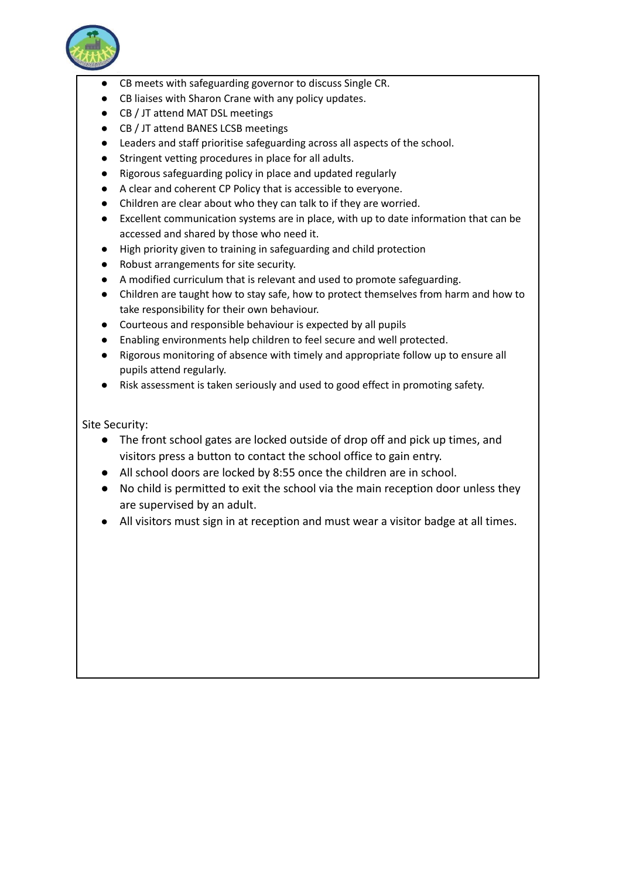- CB meets with safeguarding governor to discuss Single CR.
- CB liaises with Sharon Crane with any policy updates.
- CB / JT attend MAT DSL meetings
- CB / JT attend BANES LCSB meetings
- Leaders and staff prioritise safeguarding across all aspects of the school.
- Stringent vetting procedures in place for all adults.
- Rigorous safeguarding policy in place and updated regularly
- A clear and coherent CP Policy that is accessible to everyone.
- Children are clear about who they can talk to if they are worried.
- Excellent communication systems are in place, with up to date information that can be accessed and shared by those who need it.
- High priority given to training in safeguarding and child protection
- Robust arrangements for site security.
- A modified curriculum that is relevant and used to promote safeguarding.
- Children are taught how to stay safe, how to protect themselves from harm and how to take responsibility for their own behaviour.
- Courteous and responsible behaviour is expected by all pupils
- Enabling environments help children to feel secure and well protected.
- Rigorous monitoring of absence with timely and appropriate follow up to ensure all pupils attend regularly.
- Risk assessment is taken seriously and used to good effect in promoting safety.

Site Security:

- The front school gates are locked outside of drop off and pick up times, and visitors press a button to contact the school office to gain entry.
- All school doors are locked by 8:55 once the children are in school.
- No child is permitted to exit the school via the main reception door unless they are supervised by an adult.
- All visitors must sign in at reception and must wear a visitor badge at all times.